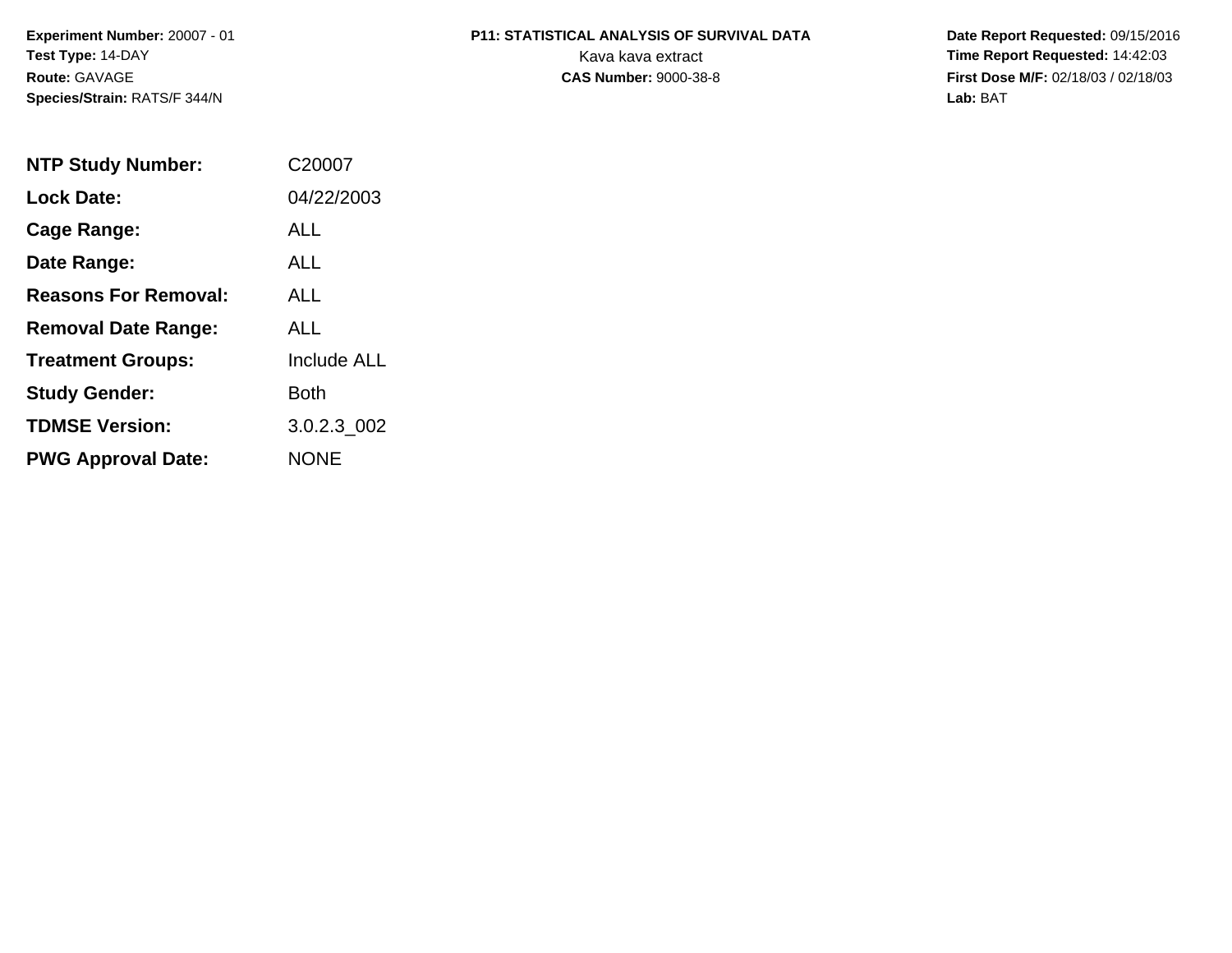**Experiment Number:** 20007 - 01
**Test Type:** 14-DAY
**Route:** GAVAGE
**Species/Strain:** RATS/F 344/N

**P11: STATISTICAL ANALYSIS OF SURVIVAL DATA**
Kava kava extract
**CAS Number:** 9000-38-8

**Date Report Requested:** 09/15/2016
**Time Report Requested:** 14:42:03
**First Dose M/F:** 02/18/03 / 02/18/03
**Lab:** BAT

| | |
|---|---|
| **NTP Study Number:** | C20007 |
| **Lock Date:** | 04/22/2003 |
| **Cage Range:** | ALL |
| **Date Range:** | ALL |
| **Reasons For Removal:** | ALL |
| **Removal Date Range:** | ALL |
| **Treatment Groups:** | Include ALL |
| **Study Gender:** | Both |
| **TDMSE Version:** | 3.0.2.3_002 |
| **PWG Approval Date:** | NONE |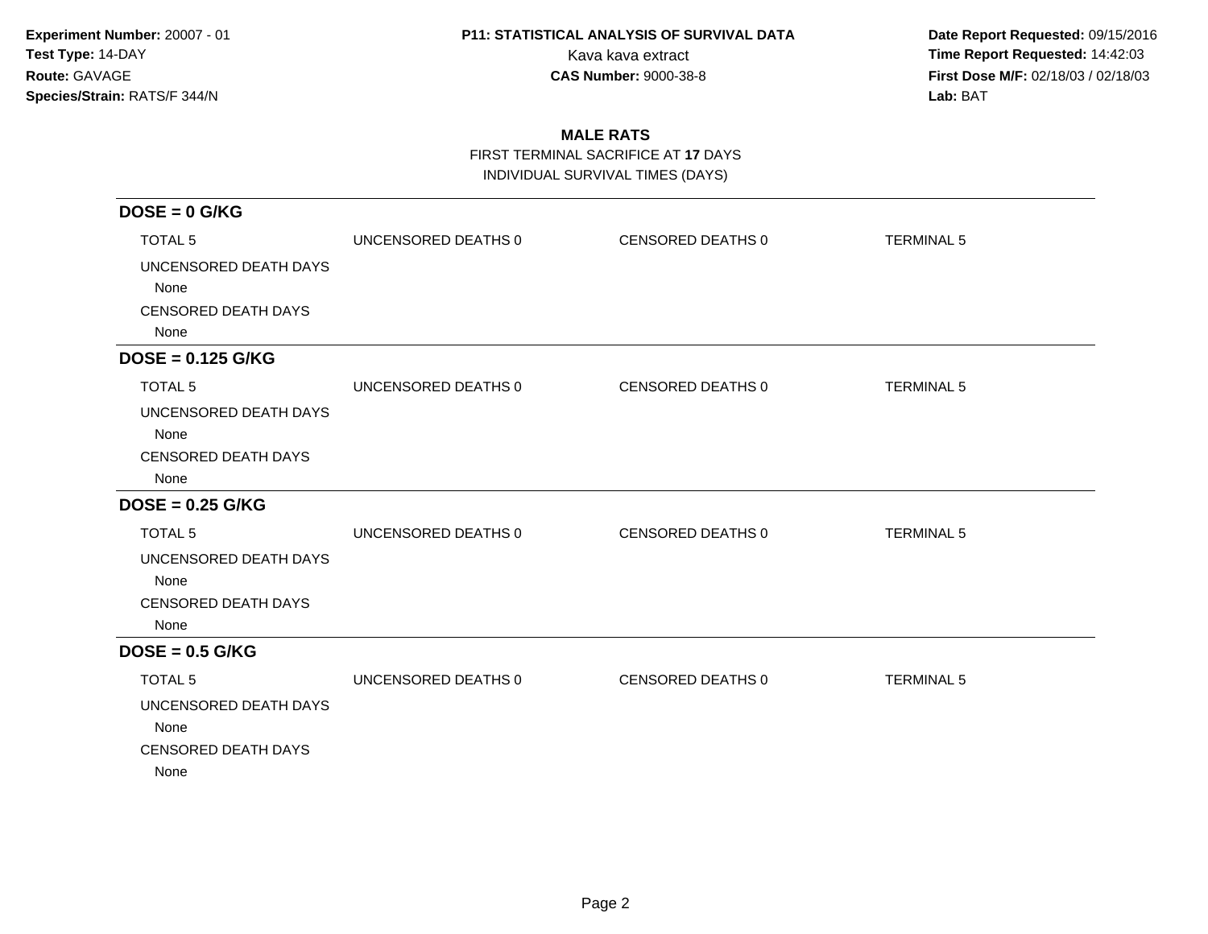**Experiment Number:** 20007 - 01
**Test Type:** 14-DAY
**Route:** GAVAGE
**Species/Strain:** RATS/F 344/N

**P11: STATISTICAL ANALYSIS OF SURVIVAL DATA**
Kava kava extract
**CAS Number:** 9000-38-8

**Date Report Requested:** 09/15/2016
**Time Report Requested:** 14:42:03
**First Dose M/F:** 02/18/03 / 02/18/03
**Lab:** BAT

## MALE RATS

FIRST TERMINAL SACRIFICE AT **17** DAYS
INDIVIDUAL SURVIVAL TIMES (DAYS)

### DOSE = 0 G/KG

| TOTAL 5 | UNCENSORED DEATHS 0 | CENSORED DEATHS 0 | TERMINAL 5 |
|---|---|---|---|

UNCENSORED DEATH DAYS
None
CENSORED DEATH DAYS
None

### DOSE = 0.125 G/KG

| TOTAL 5 | UNCENSORED DEATHS 0 | CENSORED DEATHS 0 | TERMINAL 5 |
|---|---|---|---|

UNCENSORED DEATH DAYS
None
CENSORED DEATH DAYS
None

### DOSE = 0.25 G/KG

| TOTAL 5 | UNCENSORED DEATHS 0 | CENSORED DEATHS 0 | TERMINAL 5 |
|---|---|---|---|

UNCENSORED DEATH DAYS
None
CENSORED DEATH DAYS
None

### DOSE = 0.5 G/KG

| TOTAL 5 | UNCENSORED DEATHS 0 | CENSORED DEATHS 0 | TERMINAL 5 |
|---|---|---|---|

UNCENSORED DEATH DAYS
None
CENSORED DEATH DAYS
None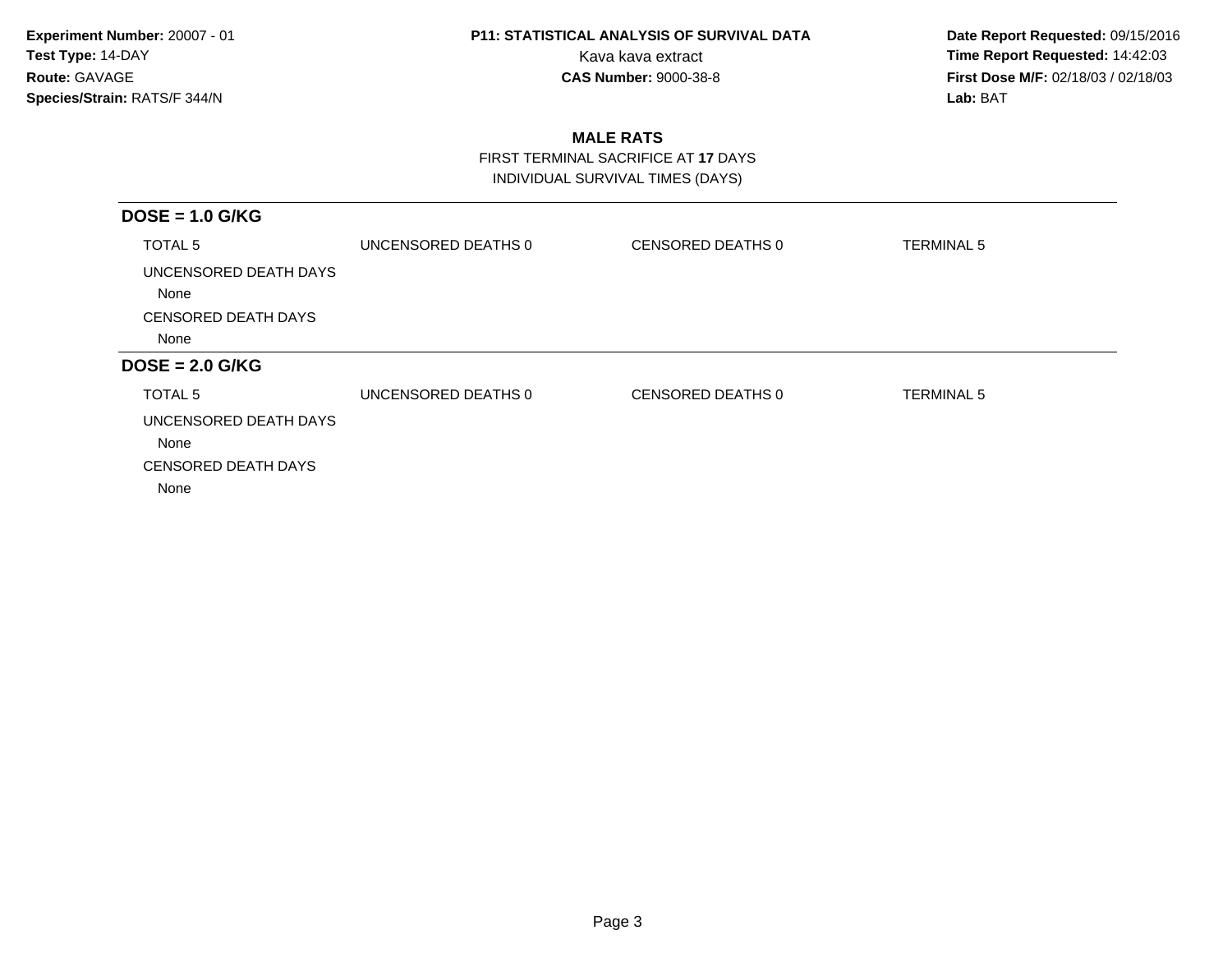**Experiment Number:** 20007 - 01
**Test Type:** 14-DAY
**Route:** GAVAGE
**Species/Strain:** RATS/F 344/N

**P11: STATISTICAL ANALYSIS OF SURVIVAL DATA**
Kava kava extract
**CAS Number:** 9000-38-8

**Date Report Requested:** 09/15/2016
**Time Report Requested:** 14:42:03
**First Dose M/F:** 02/18/03 / 02/18/03
**Lab:** BAT

## MALE RATS

FIRST TERMINAL SACRIFICE AT **17** DAYS
INDIVIDUAL SURVIVAL TIMES (DAYS)

### DOSE = 1.0 G/KG

TOTAL 5 UNCENSORED DEATHS 0 CENSORED DEATHS 0 TERMINAL 5

UNCENSORED DEATH DAYS
None

CENSORED DEATH DAYS
None

### DOSE = 2.0 G/KG

TOTAL 5 UNCENSORED DEATHS 0 CENSORED DEATHS 0 TERMINAL 5

UNCENSORED DEATH DAYS
None

CENSORED DEATH DAYS
None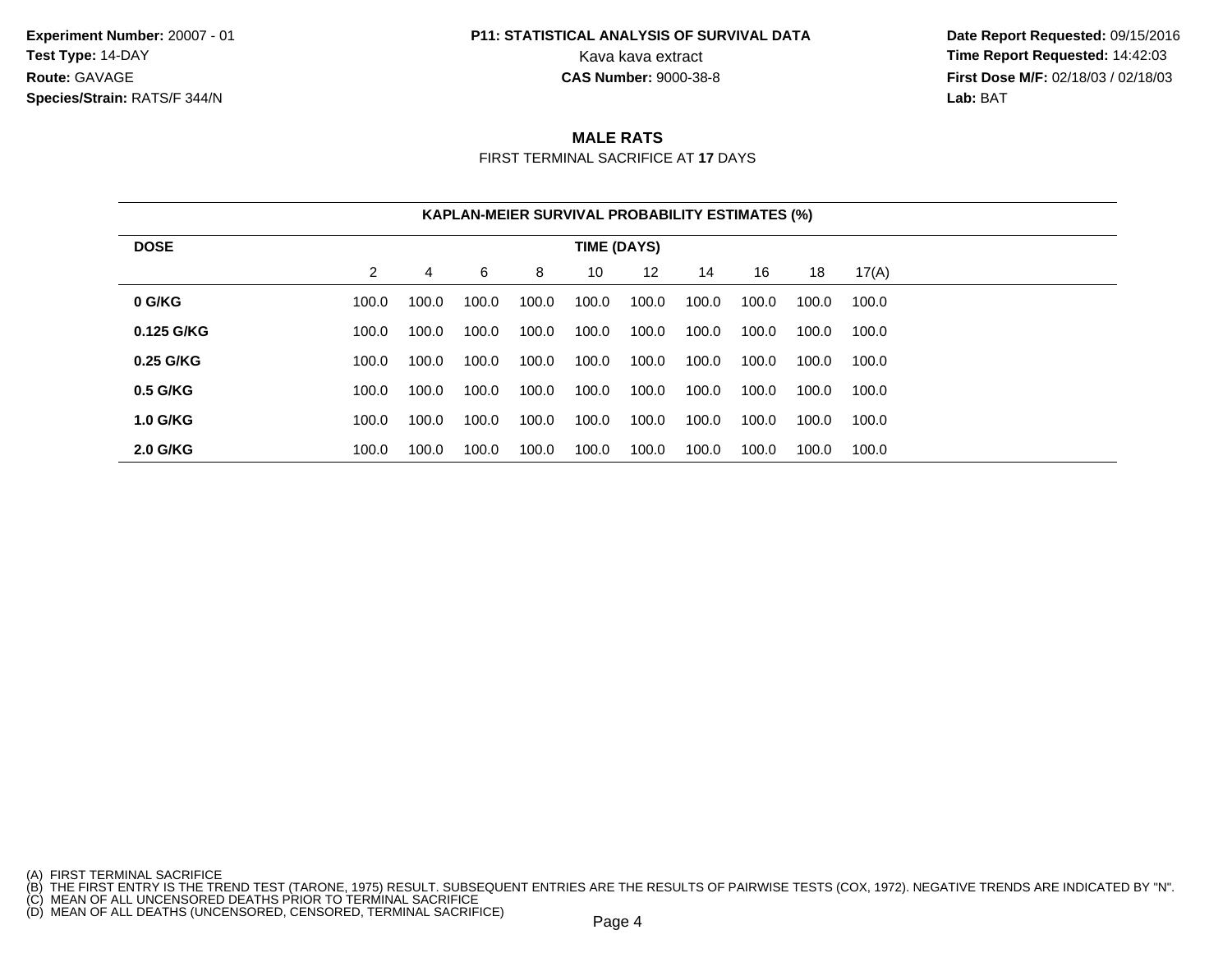Experiment Number: 20007 - 01
Test Type: 14-DAY
Route: GAVAGE
Species/Strain: RATS/F 344/N

**P11: STATISTICAL ANALYSIS OF SURVIVAL DATA**
Kava kava extract
**CAS Number:** 9000-38-8

Date Report Requested: 09/15/2016
Time Report Requested: 14:42:03
First Dose M/F: 02/18/03 / 02/18/03
Lab: BAT

## MALE RATS

FIRST TERMINAL SACRIFICE AT **17** DAYS

### KAPLAN-MEIER SURVIVAL PROBABILITY ESTIMATES (%)

| DOSE | TIME (DAYS) | | | | | | | | | |
|---|---|---|---|---|---|---|---|---|---|---|
| | 2 | 4 | 6 | 8 | 10 | 12 | 14 | 16 | 18 | 17(A) |
| **0 G/KG** | 100.0 | 100.0 | 100.0 | 100.0 | 100.0 | 100.0 | 100.0 | 100.0 | 100.0 | 100.0 |
| **0.125 G/KG** | 100.0 | 100.0 | 100.0 | 100.0 | 100.0 | 100.0 | 100.0 | 100.0 | 100.0 | 100.0 |
| **0.25 G/KG** | 100.0 | 100.0 | 100.0 | 100.0 | 100.0 | 100.0 | 100.0 | 100.0 | 100.0 | 100.0 |
| **0.5 G/KG** | 100.0 | 100.0 | 100.0 | 100.0 | 100.0 | 100.0 | 100.0 | 100.0 | 100.0 | 100.0 |
| **1.0 G/KG** | 100.0 | 100.0 | 100.0 | 100.0 | 100.0 | 100.0 | 100.0 | 100.0 | 100.0 | 100.0 |
| **2.0 G/KG** | 100.0 | 100.0 | 100.0 | 100.0 | 100.0 | 100.0 | 100.0 | 100.0 | 100.0 | 100.0 |

(A) FIRST TERMINAL SACRIFICE
(B) THE FIRST ENTRY IS THE TREND TEST (TARONE, 1975) RESULT. SUBSEQUENT ENTRIES ARE THE RESULTS OF PAIRWISE TESTS (COX, 1972). NEGATIVE TRENDS ARE INDICATED BY "N".
(C) MEAN OF ALL UNCENSORED DEATHS PRIOR TO TERMINAL SACRIFICE
(D) MEAN OF ALL DEATHS (UNCENSORED, CENSORED, TERMINAL SACRIFICE)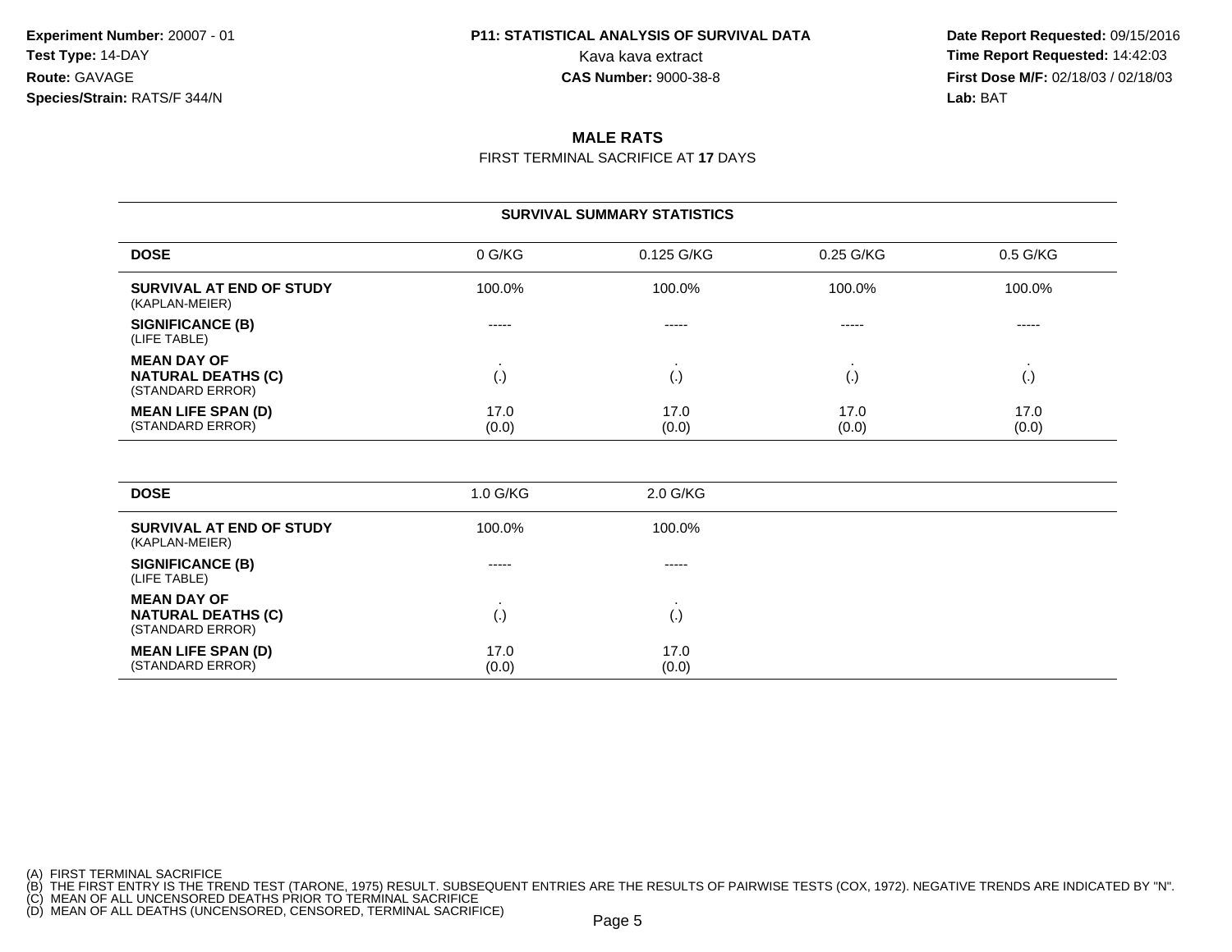**Experiment Number:** 20007 - 01
**Test Type:** 14-DAY
**Route:** GAVAGE
**Species/Strain:** RATS/F 344/N

**P11: STATISTICAL ANALYSIS OF SURVIVAL DATA**
Kava kava extract
**CAS Number:** 9000-38-8

**Date Report Requested:** 09/15/2016
**Time Report Requested:** 14:42:03
**First Dose M/F:** 02/18/03 / 02/18/03
**Lab:** BAT

## MALE RATS

FIRST TERMINAL SACRIFICE AT **17** DAYS

### SURVIVAL SUMMARY STATISTICS

| DOSE | 0 G/KG | 0.125 G/KG | 0.25 G/KG | 0.5 G/KG |
|---|---|---|---|---|
| **SURVIVAL AT END OF STUDY** (KAPLAN-MEIER) | 100.0% | 100.0% | 100.0% | 100.0% |
| **SIGNIFICANCE (B)** (LIFE TABLE) | ----- | ----- | ----- | ----- |
| **MEAN DAY OF NATURAL DEATHS (C)** (STANDARD ERROR) | . (.) | . (.) | . (.) | . (.) |
| **MEAN LIFE SPAN (D)** (STANDARD ERROR) | 17.0 (0.0) | 17.0 (0.0) | 17.0 (0.0) | 17.0 (0.0) |

| DOSE | 1.0 G/KG | 2.0 G/KG |
|---|---|---|
| **SURVIVAL AT END OF STUDY** (KAPLAN-MEIER) | 100.0% | 100.0% |
| **SIGNIFICANCE (B)** (LIFE TABLE) | ----- | ----- |
| **MEAN DAY OF NATURAL DEATHS (C)** (STANDARD ERROR) | . (.) | . (.) |
| **MEAN LIFE SPAN (D)** (STANDARD ERROR) | 17.0 (0.0) | 17.0 (0.0) |

(A) FIRST TERMINAL SACRIFICE
(B) THE FIRST ENTRY IS THE TREND TEST (TARONE, 1975) RESULT. SUBSEQUENT ENTRIES ARE THE RESULTS OF PAIRWISE TESTS (COX, 1972). NEGATIVE TRENDS ARE INDICATED BY "N".
(C) MEAN OF ALL UNCENSORED DEATHS PRIOR TO TERMINAL SACRIFICE
(D) MEAN OF ALL DEATHS (UNCENSORED, CENSORED, TERMINAL SACRIFICE)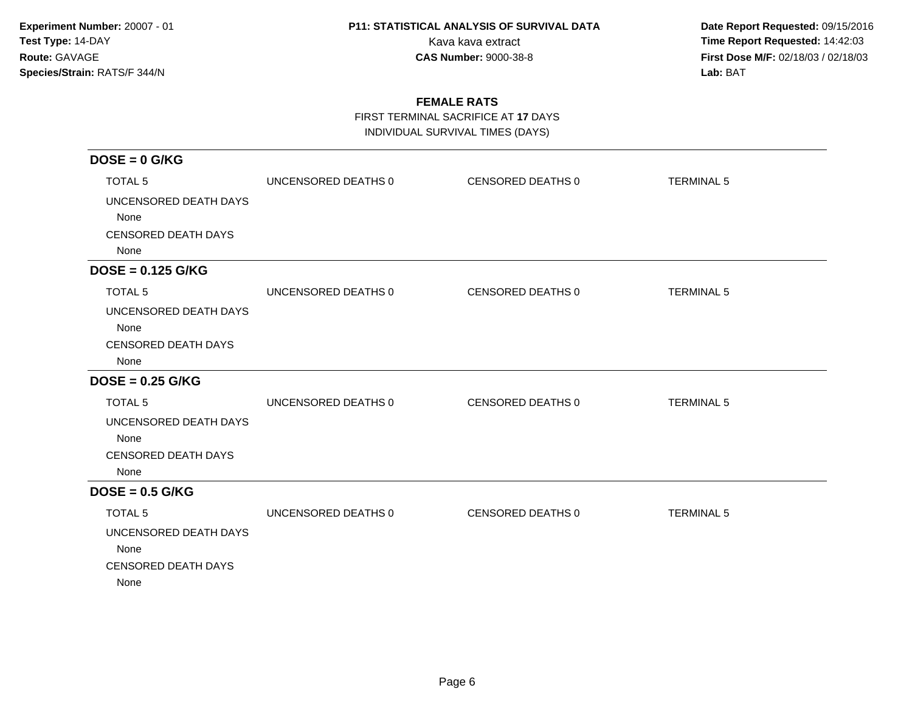# P11: STATISTICAL ANALYSIS OF SURVIVAL DATA

Kava kava extract

**CAS Number:** 9000-38-8

**Experiment Number:** 20007 - 01
**Test Type:** 14-DAY
**Route:** GAVAGE
**Species/Strain:** RATS/F 344/N

**Date Report Requested:** 09/15/2016
**Time Report Requested:** 14:42:03
**First Dose M/F:** 02/18/03 / 02/18/03
**Lab:** BAT

## FEMALE RATS

FIRST TERMINAL SACRIFICE AT **17** DAYS

INDIVIDUAL SURVIVAL TIMES (DAYS)

### DOSE = 0 G/KG

| TOTAL 5 | UNCENSORED DEATHS 0 | CENSORED DEATHS 0 | TERMINAL 5 |
|---|---|---|---|

UNCENSORED DEATH DAYS
None

CENSORED DEATH DAYS
None

### DOSE = 0.125 G/KG

| TOTAL 5 | UNCENSORED DEATHS 0 | CENSORED DEATHS 0 | TERMINAL 5 |
|---|---|---|---|

UNCENSORED DEATH DAYS
None

CENSORED DEATH DAYS
None

### DOSE = 0.25 G/KG

| TOTAL 5 | UNCENSORED DEATHS 0 | CENSORED DEATHS 0 | TERMINAL 5 |
|---|---|---|---|

UNCENSORED DEATH DAYS
None

CENSORED DEATH DAYS
None

### DOSE = 0.5 G/KG

| TOTAL 5 | UNCENSORED DEATHS 0 | CENSORED DEATHS 0 | TERMINAL 5 |
|---|---|---|---|

UNCENSORED DEATH DAYS
None

CENSORED DEATH DAYS
None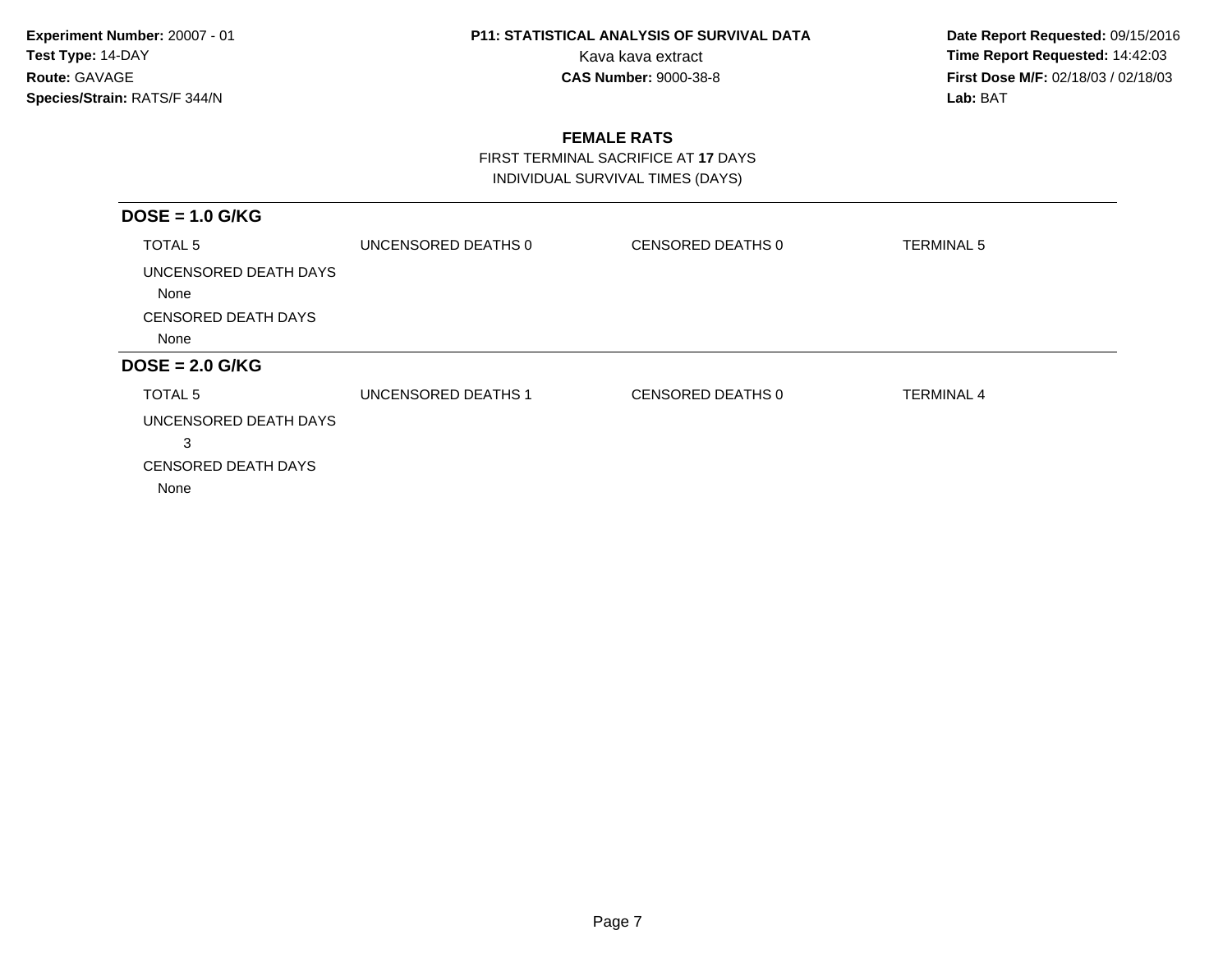**Experiment Number:** 20007 - 01
**Test Type:** 14-DAY
**Route:** GAVAGE
**Species/Strain:** RATS/F 344/N

**P11: STATISTICAL ANALYSIS OF SURVIVAL DATA**
Kava kava extract
**CAS Number:** 9000-38-8

**Date Report Requested:** 09/15/2016
**Time Report Requested:** 14:42:03
**First Dose M/F:** 02/18/03 / 02/18/03
**Lab:** BAT

## FEMALE RATS

FIRST TERMINAL SACRIFICE AT **17** DAYS
INDIVIDUAL SURVIVAL TIMES (DAYS)

### DOSE = 1.0 G/KG

TOTAL 5 | UNCENSORED DEATHS 0 | CENSORED DEATHS 0 | TERMINAL 5

UNCENSORED DEATH DAYS
None

CENSORED DEATH DAYS
None

### DOSE = 2.0 G/KG

TOTAL 5 | UNCENSORED DEATHS 1 | CENSORED DEATHS 0 | TERMINAL 4

UNCENSORED DEATH DAYS
3

CENSORED DEATH DAYS
None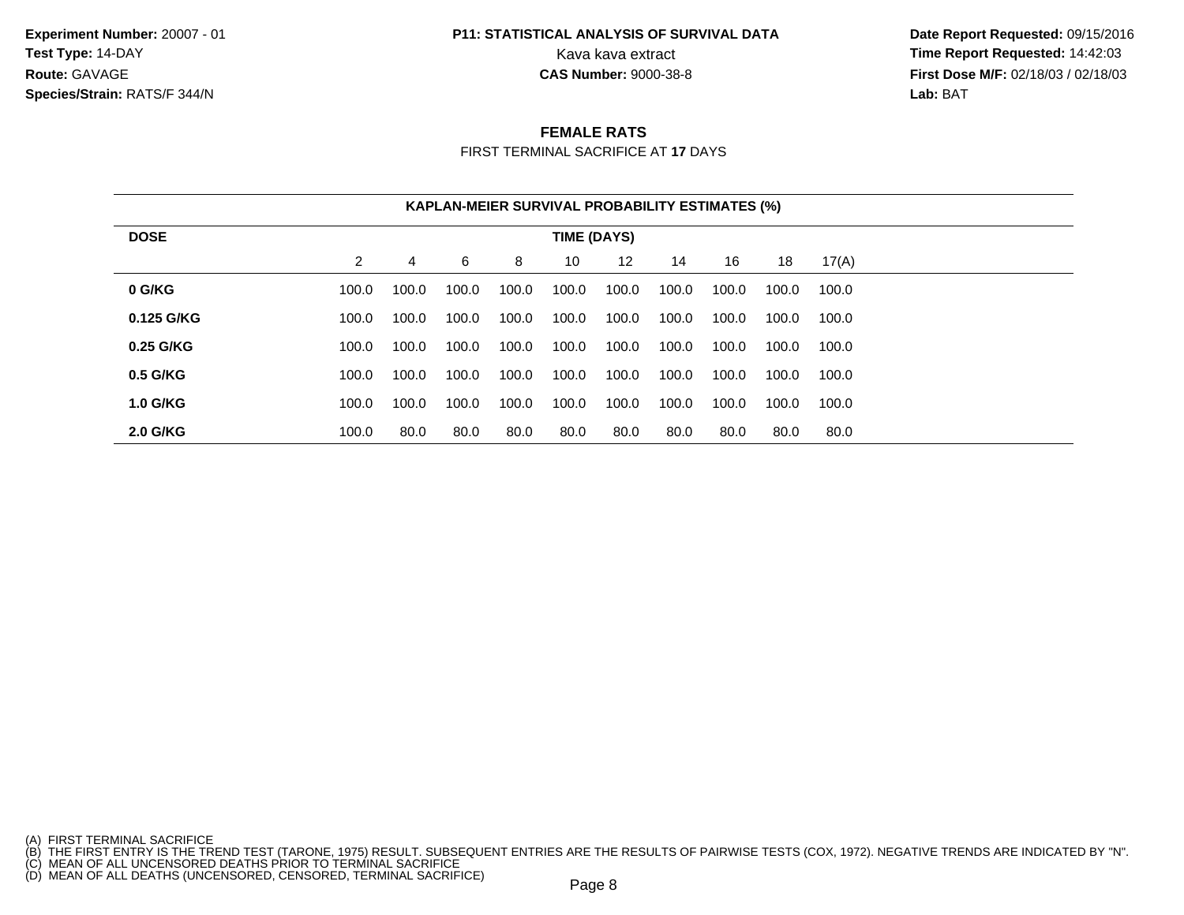**Experiment Number:** 20007 - 01
**Test Type:** 14-DAY
**Route:** GAVAGE
**Species/Strain:** RATS/F 344/N

**P11: STATISTICAL ANALYSIS OF SURVIVAL DATA**
Kava kava extract
**CAS Number:** 9000-38-8

**Date Report Requested:** 09/15/2016
**Time Report Requested:** 14:42:03
**First Dose M/F:** 02/18/03 / 02/18/03
**Lab:** BAT

## FEMALE RATS

FIRST TERMINAL SACRIFICE AT **17** DAYS

**KAPLAN-MEIER SURVIVAL PROBABILITY ESTIMATES (%)**

| DOSE | TIME (DAYS) | | | | | | | | | |
|---|---|---|---|---|---|---|---|---|---|---|
| | 2 | 4 | 6 | 8 | 10 | 12 | 14 | 16 | 18 | 17(A) |
| **0 G/KG** | 100.0 | 100.0 | 100.0 | 100.0 | 100.0 | 100.0 | 100.0 | 100.0 | 100.0 | 100.0 |
| **0.125 G/KG** | 100.0 | 100.0 | 100.0 | 100.0 | 100.0 | 100.0 | 100.0 | 100.0 | 100.0 | 100.0 |
| **0.25 G/KG** | 100.0 | 100.0 | 100.0 | 100.0 | 100.0 | 100.0 | 100.0 | 100.0 | 100.0 | 100.0 |
| **0.5 G/KG** | 100.0 | 100.0 | 100.0 | 100.0 | 100.0 | 100.0 | 100.0 | 100.0 | 100.0 | 100.0 |
| **1.0 G/KG** | 100.0 | 100.0 | 100.0 | 100.0 | 100.0 | 100.0 | 100.0 | 100.0 | 100.0 | 100.0 |
| **2.0 G/KG** | 100.0 | 80.0 | 80.0 | 80.0 | 80.0 | 80.0 | 80.0 | 80.0 | 80.0 | 80.0 |

(A) FIRST TERMINAL SACRIFICE
(B) THE FIRST ENTRY IS THE TREND TEST (TARONE, 1975) RESULT. SUBSEQUENT ENTRIES ARE THE RESULTS OF PAIRWISE TESTS (COX, 1972). NEGATIVE TRENDS ARE INDICATED BY "N".
(C) MEAN OF ALL UNCENSORED DEATHS PRIOR TO TERMINAL SACRIFICE
(D) MEAN OF ALL DEATHS (UNCENSORED, CENSORED, TERMINAL SACRIFICE)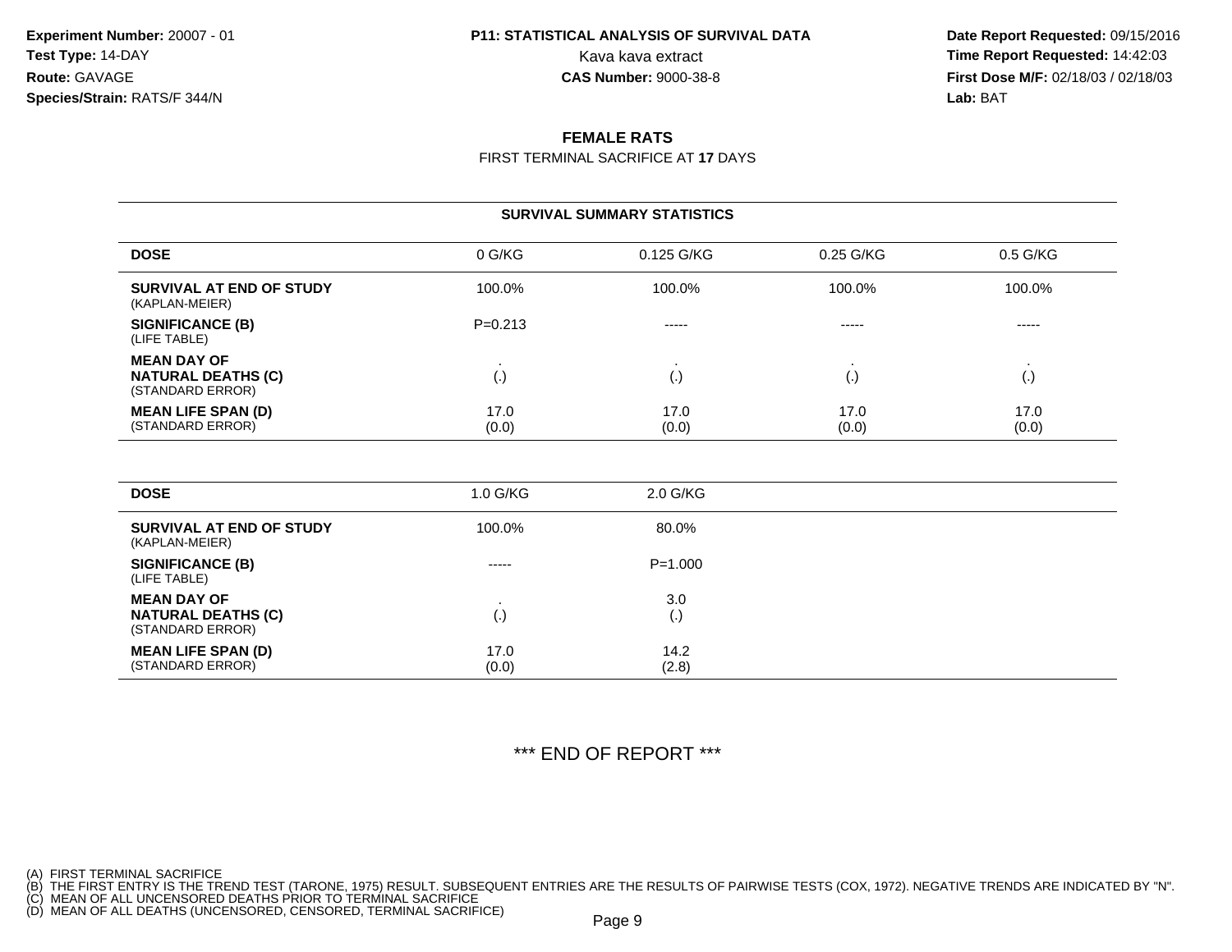**Experiment Number:** 20007 - 01
**Test Type:** 14-DAY
**Route:** GAVAGE
**Species/Strain:** RATS/F 344/N

**P11: STATISTICAL ANALYSIS OF SURVIVAL DATA**
Kava kava extract
**CAS Number:** 9000-38-8

**Date Report Requested:** 09/15/2016
**Time Report Requested:** 14:42:03
**First Dose M/F:** 02/18/03 / 02/18/03
**Lab:** BAT

## FEMALE RATS

FIRST TERMINAL SACRIFICE AT **17** DAYS

### SURVIVAL SUMMARY STATISTICS

| **DOSE** | 0 G/KG | 0.125 G/KG | 0.25 G/KG | 0.5 G/KG |
|---|---|---|---|---|
| **SURVIVAL AT END OF STUDY** (KAPLAN-MEIER) | 100.0% | 100.0% | 100.0% | 100.0% |
| **SIGNIFICANCE (B)** (LIFE TABLE) | P=0.213 | ----- | ----- | ----- |
| **MEAN DAY OF NATURAL DEATHS (C)** (STANDARD ERROR) | . (.) | . (.) | . (.) | . (.) |
| **MEAN LIFE SPAN (D)** (STANDARD ERROR) | 17.0 (0.0) | 17.0 (0.0) | 17.0 (0.0) | 17.0 (0.0) |

| **DOSE** | 1.0 G/KG | 2.0 G/KG |
|---|---|---|
| **SURVIVAL AT END OF STUDY** (KAPLAN-MEIER) | 100.0% | 80.0% |
| **SIGNIFICANCE (B)** (LIFE TABLE) | ----- | P=1.000 |
| **MEAN DAY OF NATURAL DEATHS (C)** (STANDARD ERROR) | . (.) | 3.0 (.) |
| **MEAN LIFE SPAN (D)** (STANDARD ERROR) | 17.0 (0.0) | 14.2 (2.8) |

\*\*\* END OF REPORT \*\*\*

(A) FIRST TERMINAL SACRIFICE
(B) THE FIRST ENTRY IS THE TREND TEST (TARONE, 1975) RESULT. SUBSEQUENT ENTRIES ARE THE RESULTS OF PAIRWISE TESTS (COX, 1972). NEGATIVE TRENDS ARE INDICATED BY "N".
(C) MEAN OF ALL UNCENSORED DEATHS PRIOR TO TERMINAL SACRIFICE
(D) MEAN OF ALL DEATHS (UNCENSORED, CENSORED, TERMINAL SACRIFICE)